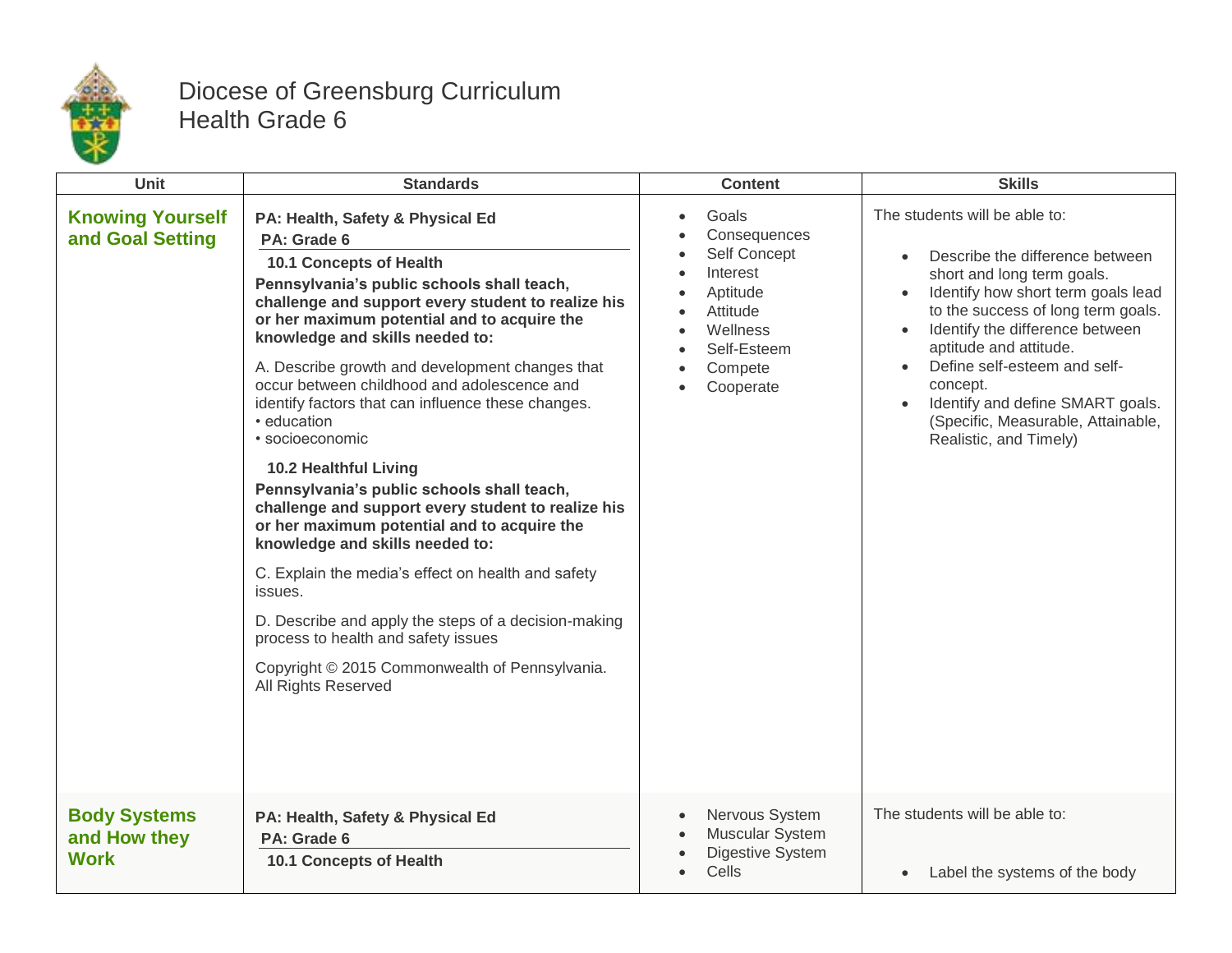# Diocese of Greensburg Curriculum
## Health Grade 6

| Unit | Standards | Content | Skills |
|---|---|---|---|
| **Knowing Yourself and Goal Setting** | **PA: Health, Safety & Physical Ed**<br>**PA: Grade 6**<br>**10.1 Concepts of Health**<br>**Pennsylvania's public schools shall teach, challenge and support every student to realize his or her maximum potential and to acquire the knowledge and skills needed to:**<br>A. Describe growth and development changes that occur between childhood and adolescence and identify factors that can influence these changes.<br>• education<br>• socioeconomic<br>**10.2 Healthful Living**<br>**Pennsylvania's public schools shall teach, challenge and support every student to realize his or her maximum potential and to acquire the knowledge and skills needed to:**<br>C. Explain the media's effect on health and safety issues.<br>D. Describe and apply the steps of a decision-making process to health and safety issues<br>Copyright © 2015 Commonwealth of Pennsylvania. All Rights Reserved | • Goals<br>• Consequences<br>• Self Concept<br>• Interest<br>• Aptitude<br>• Attitude<br>• Wellness<br>• Self-Esteem<br>• Compete<br>• Cooperate | The students will be able to:<br>• Describe the difference between short and long term goals.<br>• Identify how short term goals lead to the success of long term goals.<br>• Identify the difference between aptitude and attitude.<br>• Define self-esteem and self-concept.<br>• Identify and define SMART goals. (Specific, Measurable, Attainable, Realistic, and Timely) |
| **Body Systems and How they Work** | **PA: Health, Safety & Physical Ed**<br>**PA: Grade 6**<br>**10.1 Concepts of Health** | • Nervous System<br>• Muscular System<br>• Digestive System<br>• Cells | The students will be able to:<br>• Label the systems of the body |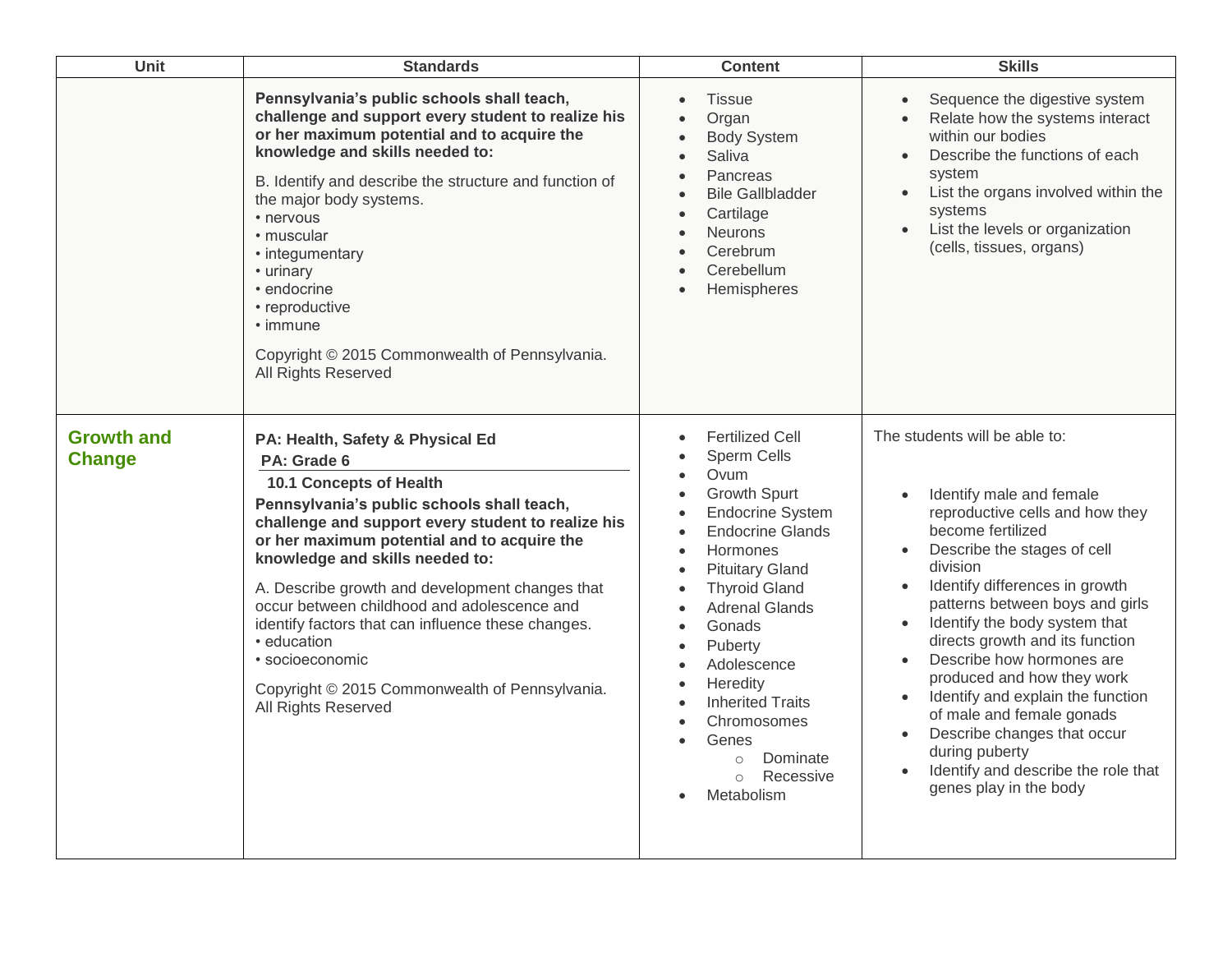| Unit | Standards | Content | Skills |
| --- | --- | --- | --- |
| | **Pennsylvania's public schools shall teach, challenge and support every student to realize his or her maximum potential and to acquire the knowledge and skills needed to:**<br><br>B. Identify and describe the structure and function of the major body systems.<br>• nervous<br>• muscular<br>• integumentary<br>• urinary<br>• endocrine<br>• reproductive<br>• immune<br><br>Copyright © 2015 Commonwealth of Pennsylvania. All Rights Reserved | • Tissue<br>• Organ<br>• Body System<br>• Saliva<br>• Pancreas<br>• Bile Gallbladder<br>• Cartilage<br>• Neurons<br>• Cerebrum<br>• Cerebellum<br>• Hemispheres | • Sequence the digestive system<br>• Relate how the systems interact within our bodies<br>• Describe the functions of each system<br>• List the organs involved within the systems<br>• List the levels or organization (cells, tissues, organs) |
| **Growth and Change** | **PA: Health, Safety & Physical Ed**<br>**PA: Grade 6**<br>**10.1 Concepts of Health**<br>**Pennsylvania's public schools shall teach, challenge and support every student to realize his or her maximum potential and to acquire the knowledge and skills needed to:**<br><br>A. Describe growth and development changes that occur between childhood and adolescence and identify factors that can influence these changes.<br>• education<br>• socioeconomic<br><br>Copyright © 2015 Commonwealth of Pennsylvania. All Rights Reserved | • Fertilized Cell<br>• Sperm Cells<br>• Ovum<br>• Growth Spurt<br>• Endocrine System<br>• Endocrine Glands<br>• Hormones<br>• Pituitary Gland<br>• Thyroid Gland<br>• Adrenal Glands<br>• Gonads<br>• Puberty<br>• Adolescence<br>• Heredity<br>• Inherited Traits<br>• Chromosomes<br>• Genes<br>  ○ Dominate<br>  ○ Recessive<br>• Metabolism | The students will be able to:<br><br>• Identify male and female reproductive cells and how they become fertilized<br>• Describe the stages of cell division<br>• Identify differences in growth patterns between boys and girls<br>• Identify the body system that directs growth and its function<br>• Describe how hormones are produced and how they work<br>• Identify and explain the function of male and female gonads<br>• Describe changes that occur during puberty<br>• Identify and describe the role that genes play in the body |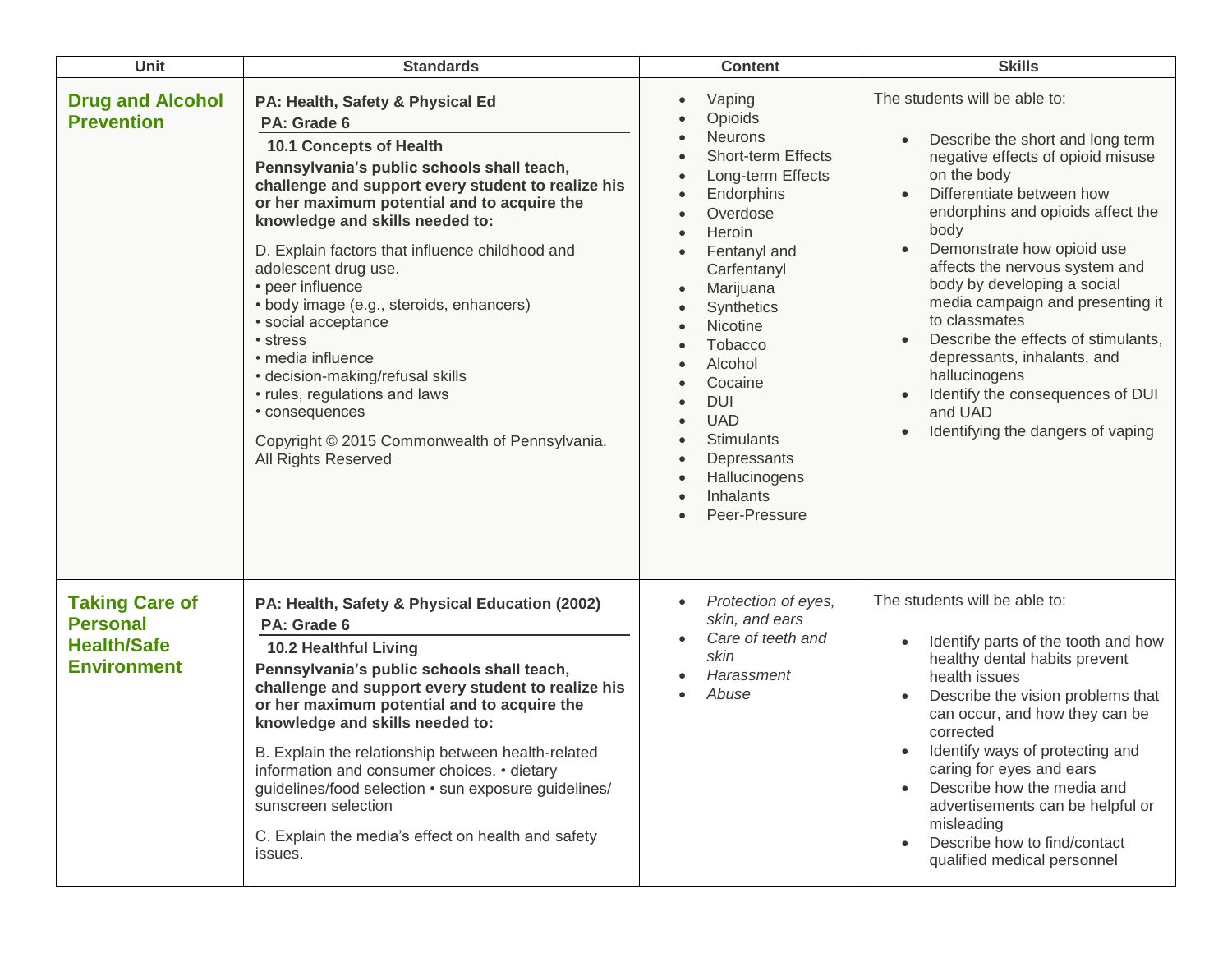| Unit | Standards | Content | Skills |
|---|---|---|---|
| **Drug and Alcohol Prevention** | **PA: Health, Safety & Physical Ed**<br>**PA: Grade 6**<br>**10.1 Concepts of Health**<br>**Pennsylvania's public schools shall teach, challenge and support every student to realize his or her maximum potential and to acquire the knowledge and skills needed to:**<br><br>D. Explain factors that influence childhood and adolescent drug use.<br>• peer influence<br>• body image (e.g., steroids, enhancers)<br>• social acceptance<br>• stress<br>• media influence<br>• decision-making/refusal skills<br>• rules, regulations and laws<br>• consequences<br><br>Copyright © 2015 Commonwealth of Pennsylvania. All Rights Reserved | • Vaping<br>• Opioids<br>• Neurons<br>• Short-term Effects<br>• Long-term Effects<br>• Endorphins<br>• Overdose<br>• Heroin<br>• Fentanyl and Carfentanyl<br>• Marijuana<br>• Synthetics<br>• Nicotine<br>• Tobacco<br>• Alcohol<br>• Cocaine<br>• DUI<br>• UAD<br>• Stimulants<br>• Depressants<br>• Hallucinogens<br>• Inhalants<br>• Peer-Pressure | The students will be able to:<br><br>• Describe the short and long term negative effects of opioid misuse on the body<br>• Differentiate between how endorphins and opioids affect the body<br>• Demonstrate how opioid use affects the nervous system and body by developing a social media campaign and presenting it to classmates<br>• Describe the effects of stimulants, depressants, inhalants, and hallucinogens<br>• Identify the consequences of DUI and UAD<br>• Identifying the dangers of vaping |
| **Taking Care of Personal Health/Safe Environment** | **PA: Health, Safety & Physical Education (2002)**<br>**PA: Grade 6**<br>**10.2 Healthful Living**<br>**Pennsylvania's public schools shall teach, challenge and support every student to realize his or her maximum potential and to acquire the knowledge and skills needed to:**<br><br>B. Explain the relationship between health-related information and consumer choices. • dietary guidelines/food selection • sun exposure guidelines/ sunscreen selection<br><br>C. Explain the media's effect on health and safety issues. | • *Protection of eyes, skin, and ears*<br>• *Care of teeth and skin*<br>• *Harassment*<br>• *Abuse* | The students will be able to:<br><br>• Identify parts of the tooth and how healthy dental habits prevent health issues<br>• Describe the vision problems that can occur, and how they can be corrected<br>• Identify ways of protecting and caring for eyes and ears<br>• Describe how the media and advertisements can be helpful or misleading<br>• Describe how to find/contact qualified medical personnel |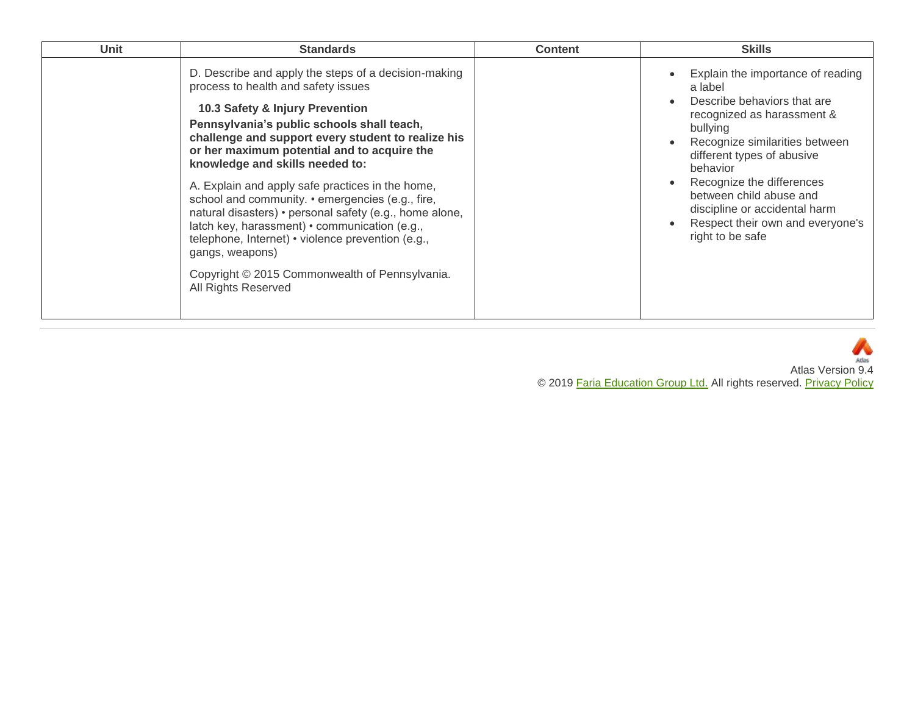| Unit | Standards | Content | Skills |
| --- | --- | --- | --- |
| | D. Describe and apply the steps of a decision-making process to health and safety issues<br><br>**10.3 Safety & Injury Prevention**<br>**Pennsylvania's public schools shall teach, challenge and support every student to realize his or her maximum potential and to acquire the knowledge and skills needed to:**<br><br>A. Explain and apply safe practices in the home, school and community. • emergencies (e.g., fire, natural disasters) • personal safety (e.g., home alone, latch key, harassment) • communication (e.g., telephone, Internet) • violence prevention (e.g., gangs, weapons)<br><br>Copyright © 2015 Commonwealth of Pennsylvania. All Rights Reserved | | • Explain the importance of reading a label<br>• Describe behaviors that are recognized as harassment & bullying<br>• Recognize similarities between different types of abusive behavior<br>• Recognize the differences between child abuse and discipline or accidental harm<br>• Respect their own and everyone's right to be safe |

Atlas Version 9.4
© 2019 Faria Education Group Ltd. All rights reserved. Privacy Policy